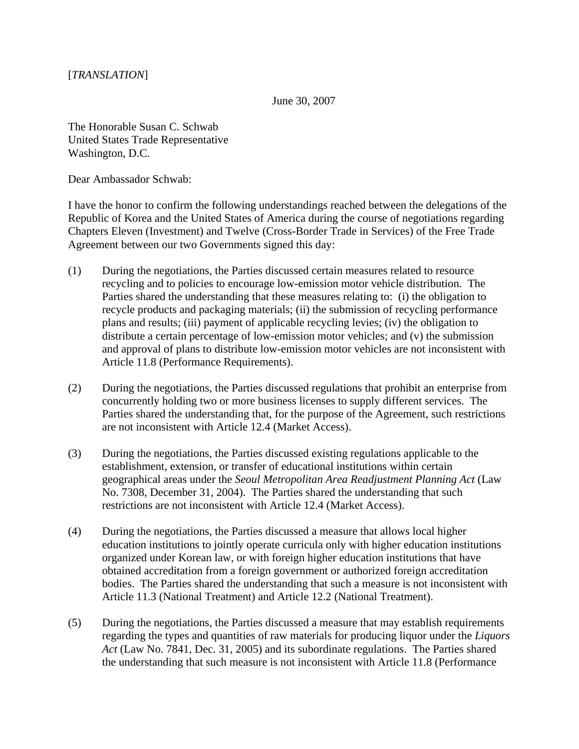[*TRANSLATION*]

June 30, 2007

The Honorable Susan C. Schwab
United States Trade Representative
Washington, D.C.

Dear Ambassador Schwab:

I have the honor to confirm the following understandings reached between the delegations of the Republic of Korea and the United States of America during the course of negotiations regarding Chapters Eleven (Investment) and Twelve (Cross-Border Trade in Services) of the Free Trade Agreement between our two Governments signed this day:

(1) During the negotiations, the Parties discussed certain measures related to resource recycling and to policies to encourage low-emission motor vehicle distribution. The Parties shared the understanding that these measures relating to: (i) the obligation to recycle products and packaging materials; (ii) the submission of recycling performance plans and results; (iii) payment of applicable recycling levies; (iv) the obligation to distribute a certain percentage of low-emission motor vehicles; and (v) the submission and approval of plans to distribute low-emission motor vehicles are not inconsistent with Article 11.8 (Performance Requirements).

(2) During the negotiations, the Parties discussed regulations that prohibit an enterprise from concurrently holding two or more business licenses to supply different services. The Parties shared the understanding that, for the purpose of the Agreement, such restrictions are not inconsistent with Article 12.4 (Market Access).

(3) During the negotiations, the Parties discussed existing regulations applicable to the establishment, extension, or transfer of educational institutions within certain geographical areas under the *Seoul Metropolitan Area Readjustment Planning Act* (Law No. 7308, December 31, 2004). The Parties shared the understanding that such restrictions are not inconsistent with Article 12.4 (Market Access).

(4) During the negotiations, the Parties discussed a measure that allows local higher education institutions to jointly operate curricula only with higher education institutions organized under Korean law, or with foreign higher education institutions that have obtained accreditation from a foreign government or authorized foreign accreditation bodies. The Parties shared the understanding that such a measure is not inconsistent with Article 11.3 (National Treatment) and Article 12.2 (National Treatment).

(5) During the negotiations, the Parties discussed a measure that may establish requirements regarding the types and quantities of raw materials for producing liquor under the *Liquors Act* (Law No. 7841, Dec. 31, 2005) and its subordinate regulations. The Parties shared the understanding that such measure is not inconsistent with Article 11.8 (Performance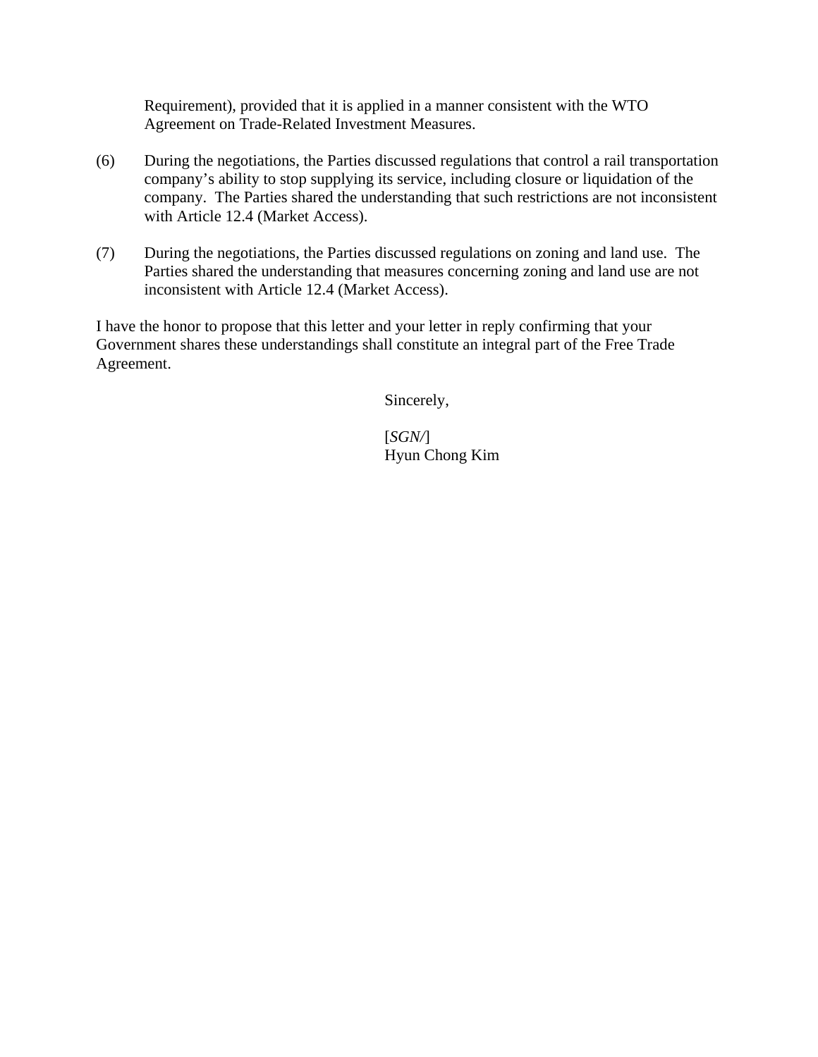Requirement), provided that it is applied in a manner consistent with the WTO Agreement on Trade-Related Investment Measures.

(6) During the negotiations, the Parties discussed regulations that control a rail transportation company's ability to stop supplying its service, including closure or liquidation of the company. The Parties shared the understanding that such restrictions are not inconsistent with Article 12.4 (Market Access).

(7) During the negotiations, the Parties discussed regulations on zoning and land use. The Parties shared the understanding that measures concerning zoning and land use are not inconsistent with Article 12.4 (Market Access).

I have the honor to propose that this letter and your letter in reply confirming that your Government shares these understandings shall constitute an integral part of the Free Trade Agreement.

Sincerely,

[*SGN/*]
Hyun Chong Kim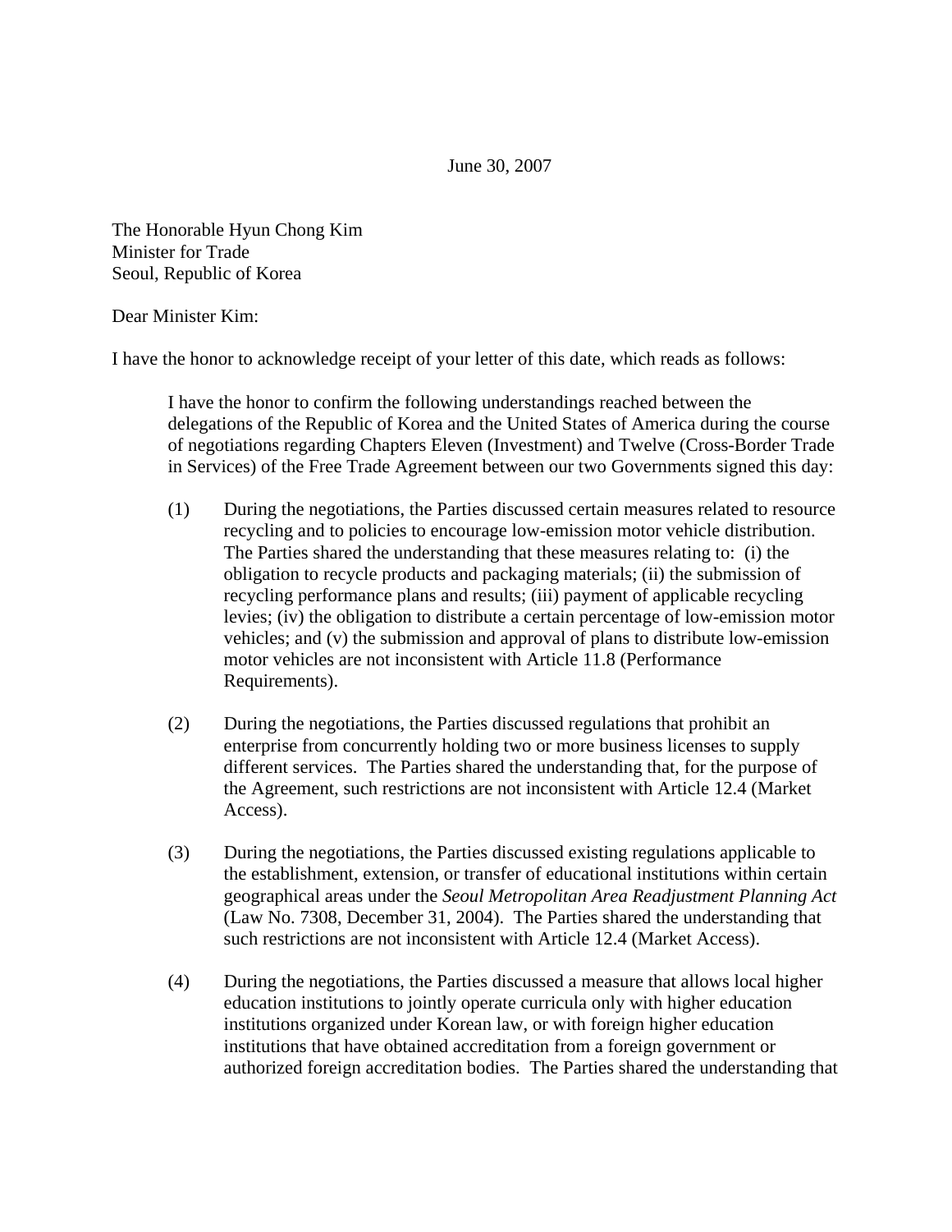June 30, 2007

The Honorable Hyun Chong Kim
Minister for Trade
Seoul, Republic of Korea

Dear Minister Kim:

I have the honor to acknowledge receipt of your letter of this date, which reads as follows:

> I have the honor to confirm the following understandings reached between the delegations of the Republic of Korea and the United States of America during the course of negotiations regarding Chapters Eleven (Investment) and Twelve (Cross-Border Trade in Services) of the Free Trade Agreement between our two Governments signed this day:
>
> (1) During the negotiations, the Parties discussed certain measures related to resource recycling and to policies to encourage low-emission motor vehicle distribution. The Parties shared the understanding that these measures relating to: (i) the obligation to recycle products and packaging materials; (ii) the submission of recycling performance plans and results; (iii) payment of applicable recycling levies; (iv) the obligation to distribute a certain percentage of low-emission motor vehicles; and (v) the submission and approval of plans to distribute low-emission motor vehicles are not inconsistent with Article 11.8 (Performance Requirements).
>
> (2) During the negotiations, the Parties discussed regulations that prohibit an enterprise from concurrently holding two or more business licenses to supply different services. The Parties shared the understanding that, for the purpose of the Agreement, such restrictions are not inconsistent with Article 12.4 (Market Access).
>
> (3) During the negotiations, the Parties discussed existing regulations applicable to the establishment, extension, or transfer of educational institutions within certain geographical areas under the *Seoul Metropolitan Area Readjustment Planning Act* (Law No. 7308, December 31, 2004). The Parties shared the understanding that such restrictions are not inconsistent with Article 12.4 (Market Access).
>
> (4) During the negotiations, the Parties discussed a measure that allows local higher education institutions to jointly operate curricula only with higher education institutions organized under Korean law, or with foreign higher education institutions that have obtained accreditation from a foreign government or authorized foreign accreditation bodies. The Parties shared the understanding that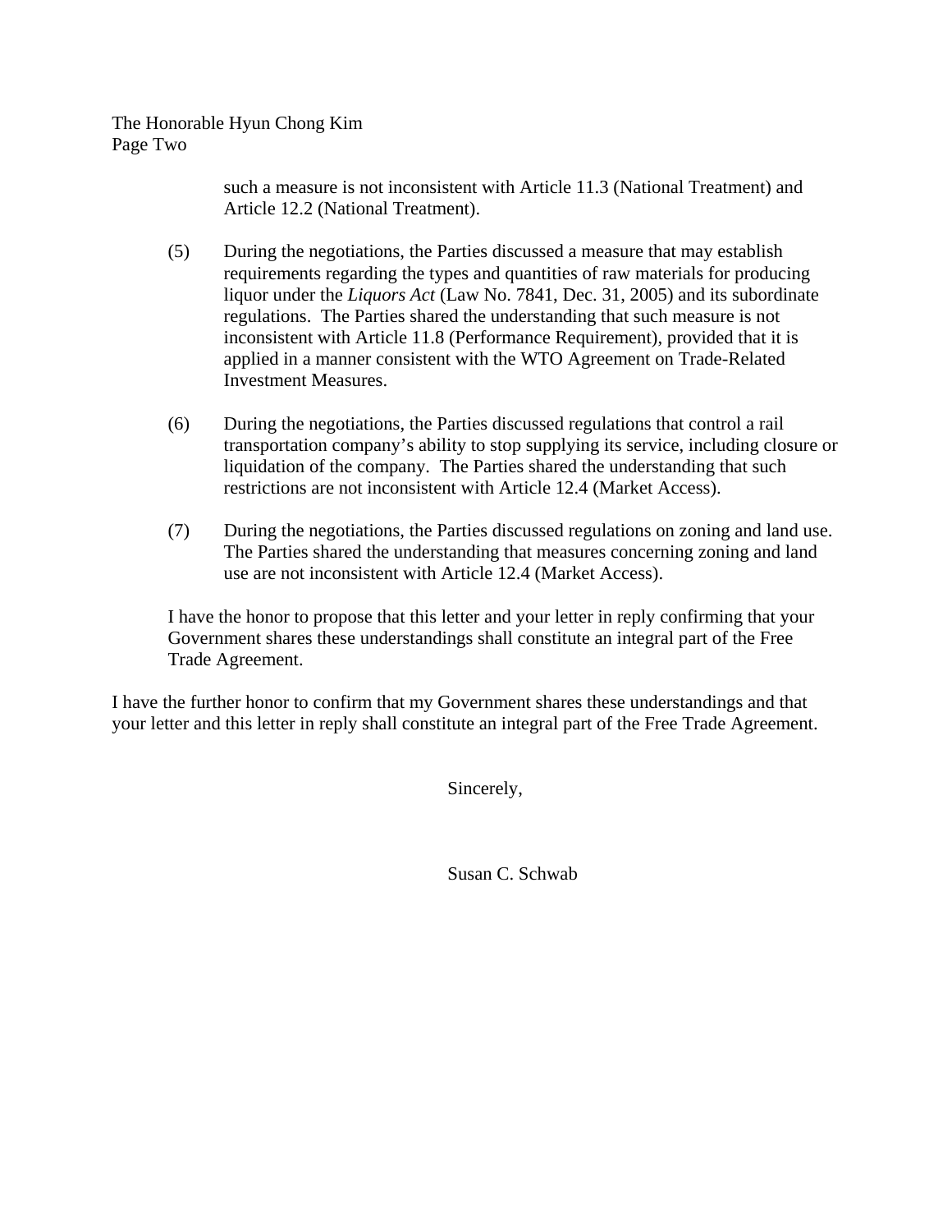such a measure is not inconsistent with Article 11.3 (National Treatment) and Article 12.2 (National Treatment).

(5) During the negotiations, the Parties discussed a measure that may establish requirements regarding the types and quantities of raw materials for producing liquor under the *Liquors Act* (Law No. 7841, Dec. 31, 2005) and its subordinate regulations. The Parties shared the understanding that such measure is not inconsistent with Article 11.8 (Performance Requirement), provided that it is applied in a manner consistent with the WTO Agreement on Trade-Related Investment Measures.

(6) During the negotiations, the Parties discussed regulations that control a rail transportation company's ability to stop supplying its service, including closure or liquidation of the company. The Parties shared the understanding that such restrictions are not inconsistent with Article 12.4 (Market Access).

(7) During the negotiations, the Parties discussed regulations on zoning and land use. The Parties shared the understanding that measures concerning zoning and land use are not inconsistent with Article 12.4 (Market Access).

I have the honor to propose that this letter and your letter in reply confirming that your Government shares these understandings shall constitute an integral part of the Free Trade Agreement.

I have the further honor to confirm that my Government shares these understandings and that your letter and this letter in reply shall constitute an integral part of the Free Trade Agreement.

Sincerely,

Susan C. Schwab